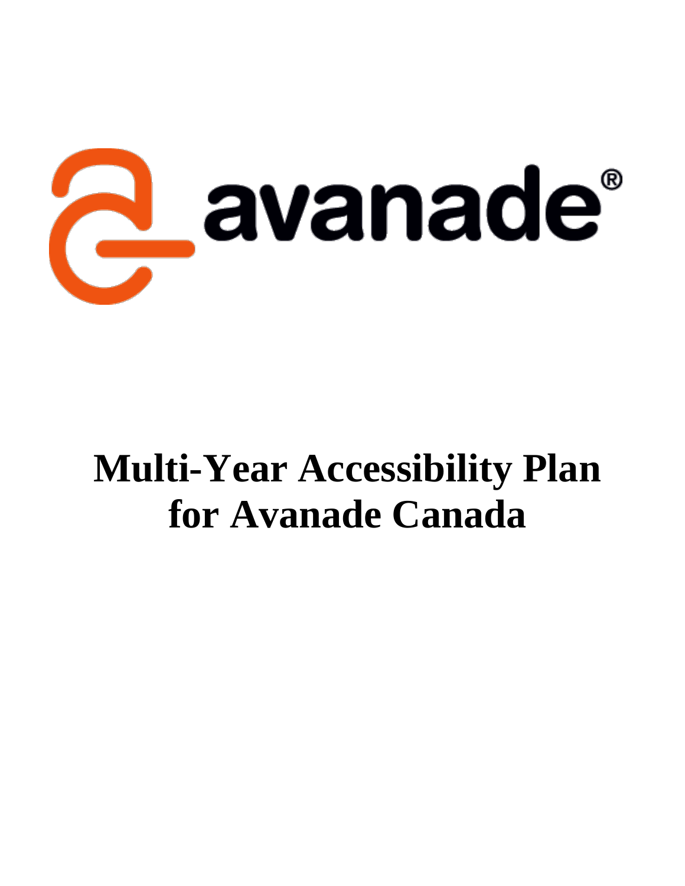# Multi-Year Accessibility Plan for Avanade Canada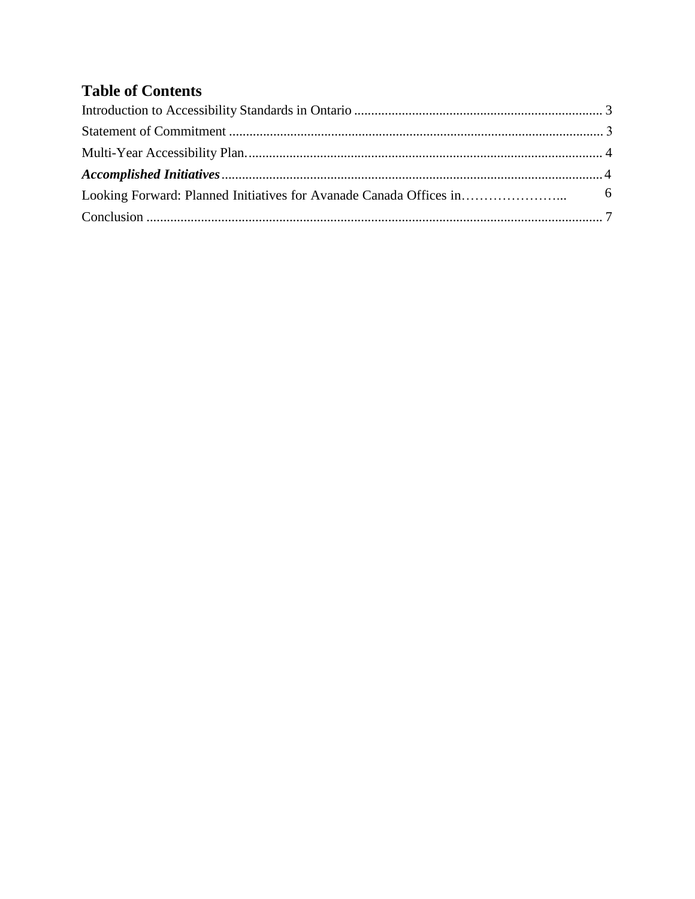# Table of Contents

Introduction to Accessibility Standards in Ontario ........................................................................ 3

Statement of Commitment ............................................................................................................. 3

Multi-Year Accessibility Plan......................................................................................................... 4

***Accomplished Initiatives*** .............................................................................................................. 4

Looking Forward: Planned Initiatives for Avanade Canada Offices in…………………... 6

Conclusion .................................................................................................................................... 7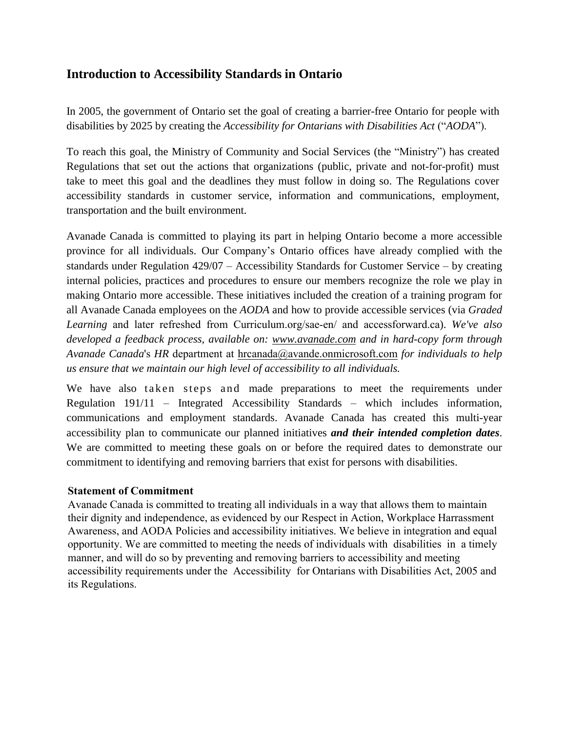## Introduction to Accessibility Standards in Ontario

In 2005, the government of Ontario set the goal of creating a barrier-free Ontario for people with disabilities by 2025 by creating the *Accessibility for Ontarians with Disabilities Act* ("*AODA*").

To reach this goal, the Ministry of Community and Social Services (the "Ministry") has created Regulations that set out the actions that organizations (public, private and not-for-profit) must take to meet this goal and the deadlines they must follow in doing so. The Regulations cover accessibility standards in customer service, information and communications, employment, transportation and the built environment.

Avanade Canada is committed to playing its part in helping Ontario become a more accessible province for all individuals. Our Company's Ontario offices have already complied with the standards under Regulation 429/07 – Accessibility Standards for Customer Service – by creating internal policies, practices and procedures to ensure our members recognize the role we play in making Ontario more accessible. These initiatives included the creation of a training program for all Avanade Canada employees on the *AODA* and how to provide accessible services (via *Graded Learning* and later refreshed from Curriculum.org/sae-en/ and accessforward.ca). *We've also developed a feedback process, available on: www.avanade.com and in hard-copy form through Avanade Canada*'s *HR* department at hrcanada@avande.onmicrosoft.com *for individuals to help us ensure that we maintain our high level of accessibility to all individuals.*

We have also taken steps and made preparations to meet the requirements under Regulation 191/11 – Integrated Accessibility Standards – which includes information, communications and employment standards. Avanade Canada has created this multi-year accessibility plan to communicate our planned initiatives ***and their intended completion dates***. We are committed to meeting these goals on or before the required dates to demonstrate our commitment to identifying and removing barriers that exist for persons with disabilities.

### Statement of Commitment

Avanade Canada is committed to treating all individuals in a way that allows them to maintain their dignity and independence, as evidenced by our Respect in Action, Workplace Harrassment Awareness, and AODA Policies and accessibility initiatives. We believe in integration and equal opportunity. We are committed to meeting the needs of individuals with disabilities in a timely manner, and will do so by preventing and removing barriers to accessibility and meeting accessibility requirements under the Accessibility for Ontarians with Disabilities Act, 2005 and its Regulations.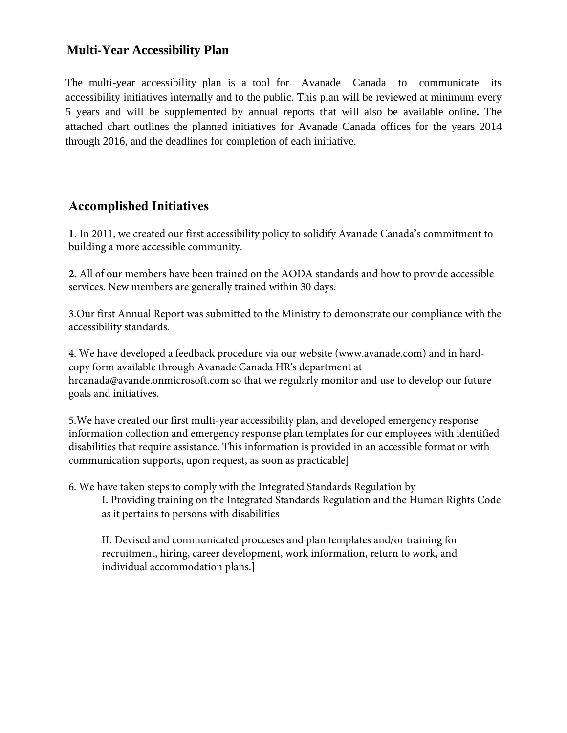## Multi-Year Accessibility Plan

The multi-year accessibility plan is a tool for Avanade Canada to communicate its accessibility initiatives internally and to the public. This plan will be reviewed at minimum every 5 years and will be supplemented by annual reports that will also be available online**.** The attached chart outlines the planned initiatives for Avanade Canada offices for the years 2014 through 2016, and the deadlines for completion of each initiative.

## Accomplished Initiatives

**1.** In 2011, we created our first accessibility policy to solidify Avanade Canada's commitment to building a more accessible community.

**2.** All of our members have been trained on the AODA standards and how to provide accessible services. New members are generally trained within 30 days.

3.Our first Annual Report was submitted to the Ministry to demonstrate our compliance with the accessibility standards.

4. We have developed a feedback procedure via our website (www.avanade.com) and in hard-copy form available through Avanade Canada HR's department at hrcanada@avande.onmicrosoft.com so that we regularly monitor and use to develop our future goals and initiatives.

5.We have created our first multi-year accessibility plan, and developed emergency response information collection and emergency response plan templates for our employees with identified disabilities that require assistance. This information is provided in an accessible format or with communication supports, upon request, as soon as practicable]

6. We have taken steps to comply with the Integrated Standards Regulation by

   I. Providing training on the Integrated Standards Regulation and the Human Rights Code as it pertains to persons with disabilities

   II. Devised and communicated procceses and plan templates and/or training for recruitment, hiring, career development, work information, return to work, and individual accommodation plans.]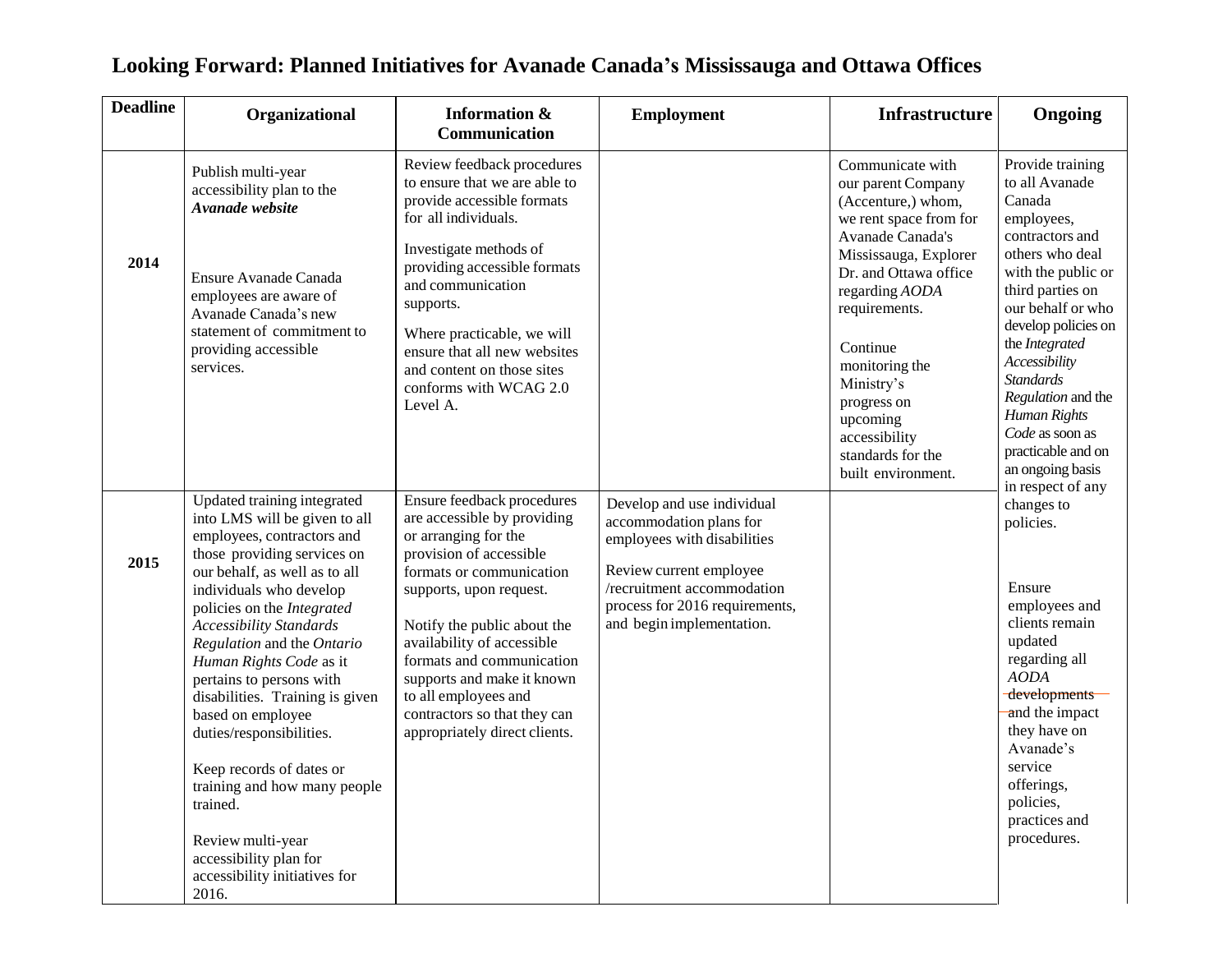# Looking Forward: Planned Initiatives for Avanade Canada's Mississauga and Ottawa Offices

| Deadline | Organizational | Information & Communication | Employment | Infrastructure | Ongoing |
|---|---|---|---|---|---|
| **2014** | Publish multi-year accessibility plan to the ***Avanade website***<br><br>Ensure Avanade Canada employees are aware of Avanade Canada's new statement of commitment to providing accessible services. | Review feedback procedures to ensure that we are able to provide accessible formats for all individuals.<br><br>Investigate methods of providing accessible formats and communication supports.<br><br>Where practicable, we will ensure that all new websites and content on those sites conforms with WCAG 2.0 Level A. | | Communicate with our parent Company (Accenture,) whom, we rent space from for Avanade Canada's Mississauga, Explorer Dr. and Ottawa office regarding *AODA* requirements.<br><br>Continue monitoring the Ministry's progress on upcoming accessibility standards for the built environment. | Provide training to all Avanade Canada employees, contractors and others who deal with the public or third parties on our behalf or who develop policies on the *Integrated Accessibility Standards Regulation* and the *Human Rights Code* as soon as practicable and on an ongoing basis in respect of any changes to policies.<br><br>Ensure employees and clients remain updated regarding all *AODA* developments and the impact they have on Avanade's service offerings, policies, practices and procedures. |
| **2015** | Updated training integrated into LMS will be given to all employees, contractors and those providing services on our behalf, as well as to all individuals who develop policies on the *Integrated Accessibility Standards Regulation* and the *Ontario Human Rights Code* as it pertains to persons with disabilities. Training is given based on employee duties/responsibilities.<br><br>Keep records of dates or training and how many people trained.<br><br>Review multi-year accessibility plan for accessibility initiatives for 2016. | Ensure feedback procedures are accessible by providing or arranging for the provision of accessible formats or communication supports, upon request.<br><br>Notify the public about the availability of accessible formats and communication supports and make it known to all employees and contractors so that they can appropriately direct clients. | Develop and use individual accommodation plans for employees with disabilities<br><br>Review current employee /recruitment accommodation process for 2016 requirements, and begin implementation. | | |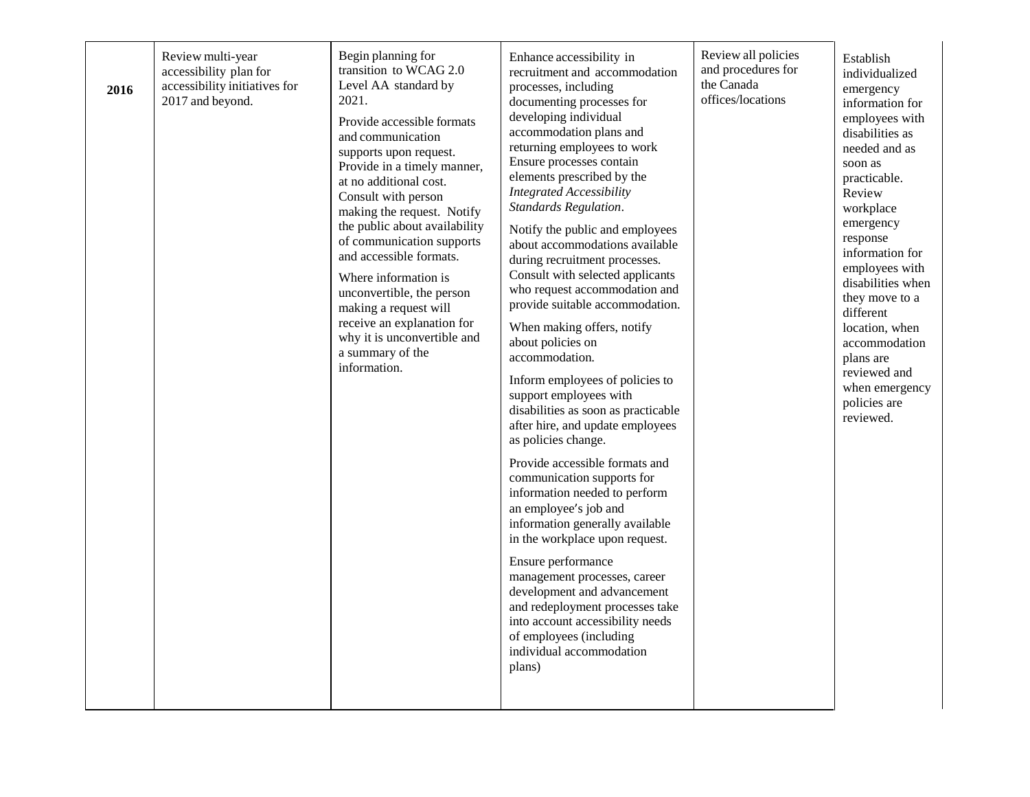| | | | | | |
|---|---|---|---|---|---|
| **2016** | Review multi-year accessibility plan for accessibility initiatives for 2017 and beyond. | Begin planning for transition to WCAG 2.0 Level AA standard by 2021.<br><br>Provide accessible formats and communication supports upon request. Provide in a timely manner, at no additional cost. Consult with person making the request. Notify the public about availability of communication supports and accessible formats.<br><br>Where information is unconvertible, the person making a request will receive an explanation for why it is unconvertible and a summary of the information. | Enhance accessibility in recruitment and accommodation processes, including documenting processes for developing individual accommodation plans and returning employees to work Ensure processes contain elements prescribed by the *Integrated Accessibility Standards Regulation*.<br><br>Notify the public and employees about accommodations available during recruitment processes. Consult with selected applicants who request accommodation and provide suitable accommodation.<br><br>When making offers, notify about policies on accommodation.<br><br>Inform employees of policies to support employees with disabilities as soon as practicable after hire, and update employees as policies change.<br><br>Provide accessible formats and communication supports for information needed to perform an employee's job and information generally available in the workplace upon request.<br><br>Ensure performance management processes, career development and advancement and redeployment processes take into account accessibility needs of employees (including individual accommodation plans) | Review all policies and procedures for the Canada offices/locations | Establish individualized emergency information for employees with disabilities as needed and as soon as practicable. Review workplace emergency response information for employees with disabilities when they move to a different location, when accommodation plans are reviewed and when emergency policies are reviewed. |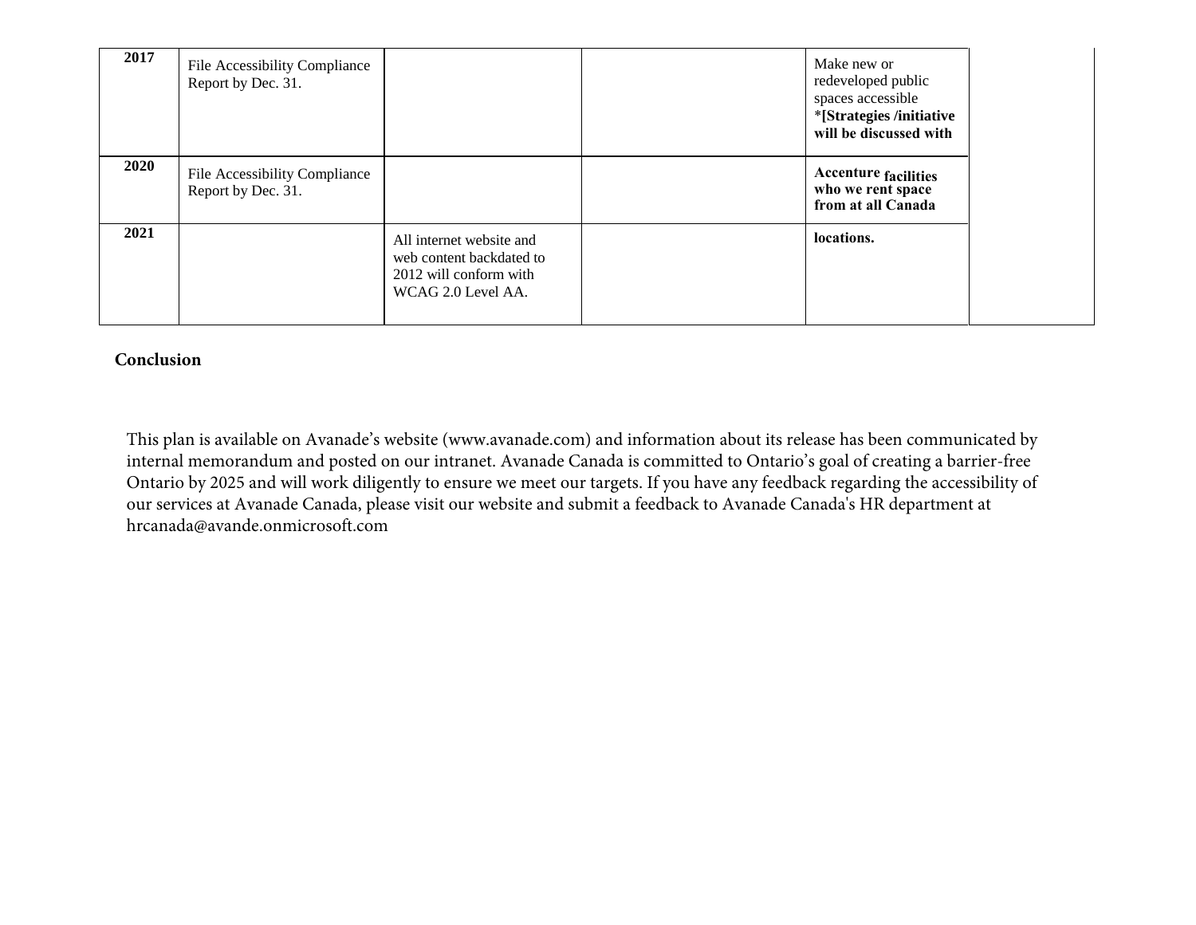| | | | | | |
|---|---|---|---|---|---|
| **2017** | File Accessibility Compliance Report by Dec. 31. | | | Make new or redeveloped public spaces accessible ***[Strategies /initiative will be discussed with** | |
| **2020** | File Accessibility Compliance Report by Dec. 31. | | | **Accenture facilities who we rent space from at all Canada** | |
| **2021** | | All internet website and web content backdated to 2012 will conform with WCAG 2.0 Level AA. | | **locations.** | |

**Conclusion**

This plan is available on Avanade's website (www.avanade.com) and information about its release has been communicated by internal memorandum and posted on our intranet. Avanade Canada is committed to Ontario's goal of creating a barrier-free Ontario by 2025 and will work diligently to ensure we meet our targets. If you have any feedback regarding the accessibility of our services at Avanade Canada, please visit our website and submit a feedback to Avanade Canada's HR department at hrcanada@avande.onmicrosoft.com